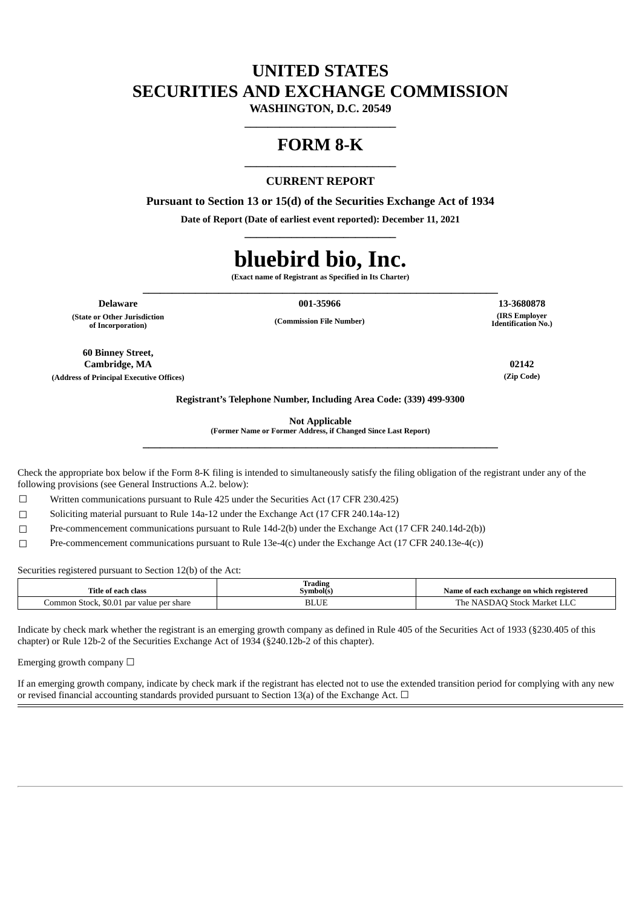# UNITED STATES
# SECURITIES AND EXCHANGE COMMISSION

**WASHINGTON, D.C. 20549**

---

# FORM 8-K

---

**CURRENT REPORT**

**Pursuant to Section 13 or 15(d) of the Securities Exchange Act of 1934**

**Date of Report (Date of earliest event reported): December 11, 2021**

---

# bluebird bio, Inc.

**(Exact name of Registrant as Specified in Its Charter)**

---

| **Delaware** | **001-35966** | **13-3680878** |
|---|---|---|
| **(State or Other Jurisdiction of Incorporation)** | **(Commission File Number)** | **(IRS Employer Identification No.)** |

| **60 Binney Street, Cambridge, MA** | **02142** |
|---|---|
| **(Address of Principal Executive Offices)** | **(Zip Code)** |

**Registrant's Telephone Number, Including Area Code: (339) 499-9300**

**Not Applicable**
**(Former Name or Former Address, if Changed Since Last Report)**

---

Check the appropriate box below if the Form 8-K filing is intended to simultaneously satisfy the filing obligation of the registrant under any of the following provisions (see General Instructions A.2. below):

☐ Written communications pursuant to Rule 425 under the Securities Act (17 CFR 230.425)

☐ Soliciting material pursuant to Rule 14a-12 under the Exchange Act (17 CFR 240.14a-12)

☐ Pre-commencement communications pursuant to Rule 14d-2(b) under the Exchange Act (17 CFR 240.14d-2(b))

☐ Pre-commencement communications pursuant to Rule 13e-4(c) under the Exchange Act (17 CFR 240.13e-4(c))

Securities registered pursuant to Section 12(b) of the Act:

| Title of each class | Trading Symbol(s) | Name of each exchange on which registered |
|---|---|---|
| Common Stock, $0.01 par value per share | BLUE | The NASDAQ Stock Market LLC |

Indicate by check mark whether the registrant is an emerging growth company as defined in Rule 405 of the Securities Act of 1933 (§230.405 of this chapter) or Rule 12b-2 of the Securities Exchange Act of 1934 (§240.12b-2 of this chapter).

Emerging growth company ☐

If an emerging growth company, indicate by check mark if the registrant has elected not to use the extended transition period for complying with any new or revised financial accounting standards provided pursuant to Section 13(a) of the Exchange Act. ☐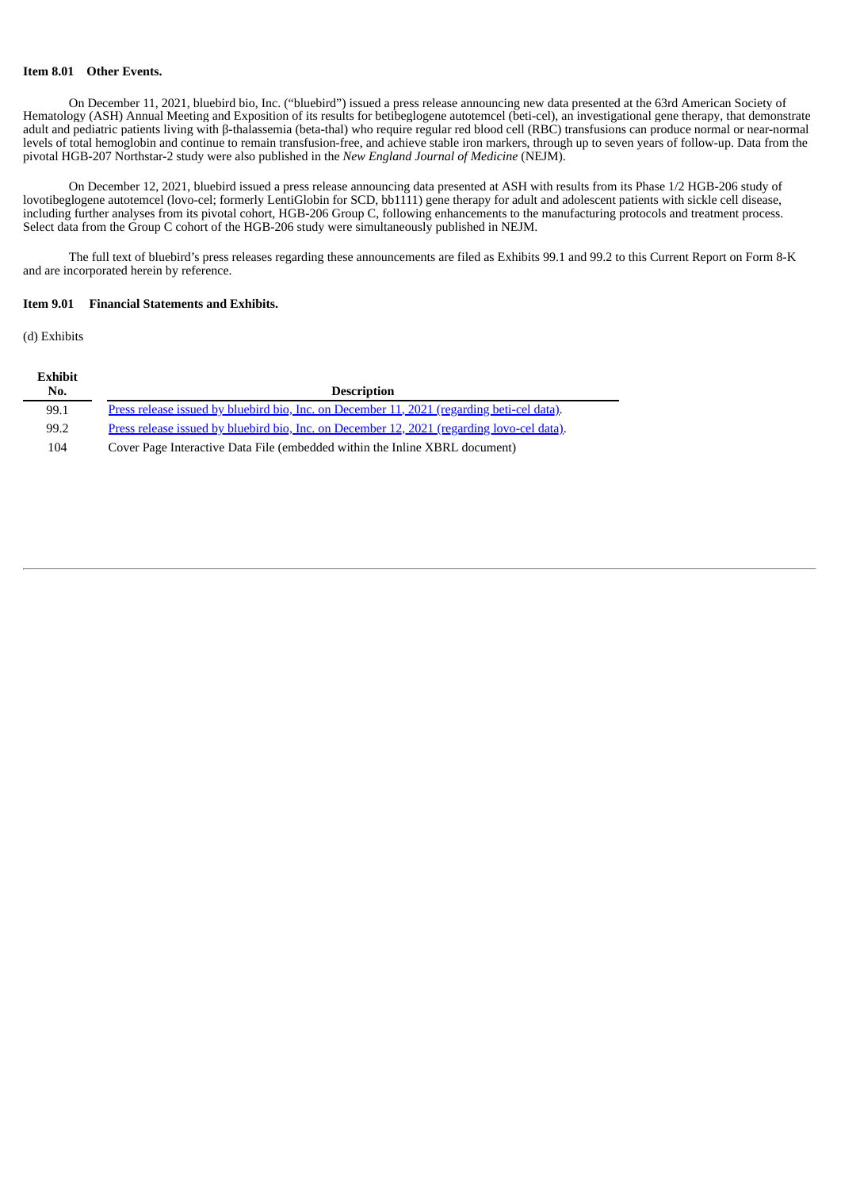**Item 8.01 Other Events.**

On December 11, 2021, bluebird bio, Inc. ("bluebird") issued a press release announcing new data presented at the 63rd American Society of Hematology (ASH) Annual Meeting and Exposition of its results for betibeglogene autotemcel (beti-cel), an investigational gene therapy, that demonstrate adult and pediatric patients living with β-thalassemia (beta-thal) who require regular red blood cell (RBC) transfusions can produce normal or near-normal levels of total hemoglobin and continue to remain transfusion-free, and achieve stable iron markers, through up to seven years of follow-up. Data from the pivotal HGB-207 Northstar-2 study were also published in the *New England Journal of Medicine* (NEJM).

On December 12, 2021, bluebird issued a press release announcing data presented at ASH with results from its Phase 1/2 HGB-206 study of lovotibeglogene autotemcel (lovo-cel; formerly LentiGlobin for SCD, bb1111) gene therapy for adult and adolescent patients with sickle cell disease, including further analyses from its pivotal cohort, HGB-206 Group C, following enhancements to the manufacturing protocols and treatment process. Select data from the Group C cohort of the HGB-206 study were simultaneously published in NEJM.

The full text of bluebird's press releases regarding these announcements are filed as Exhibits 99.1 and 99.2 to this Current Report on Form 8-K and are incorporated herein by reference.

**Item 9.01 Financial Statements and Exhibits.**

(d) Exhibits

| Exhibit No. | Description |
|---|---|
| 99.1 | Press release issued by bluebird bio, Inc. on December 11, 2021 (regarding beti-cel data). |
| 99.2 | Press release issued by bluebird bio, Inc. on December 12, 2021 (regarding lovo-cel data). |
| 104 | Cover Page Interactive Data File (embedded within the Inline XBRL document) |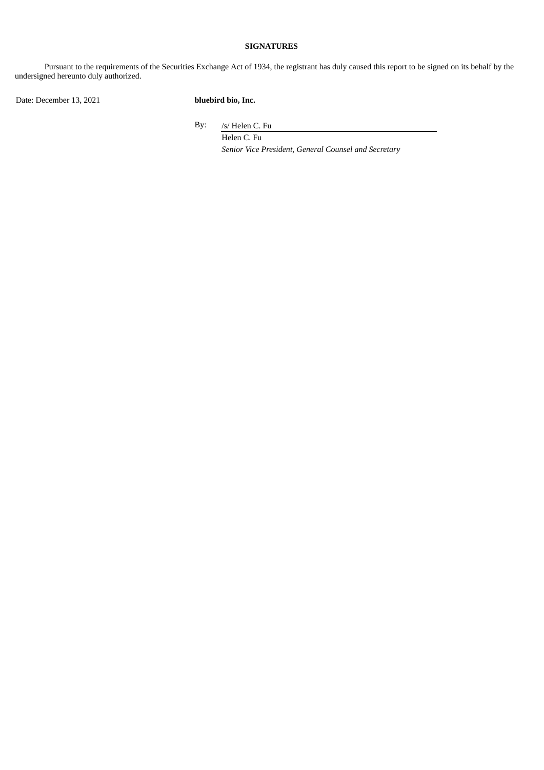# SIGNATURES

Pursuant to the requirements of the Securities Exchange Act of 1934, the registrant has duly caused this report to be signed on its behalf by the undersigned hereunto duly authorized.

Date: December 13, 2021

**bluebird bio, Inc.**

By: /s/ Helen C. Fu

Helen C. Fu

*Senior Vice President, General Counsel and Secretary*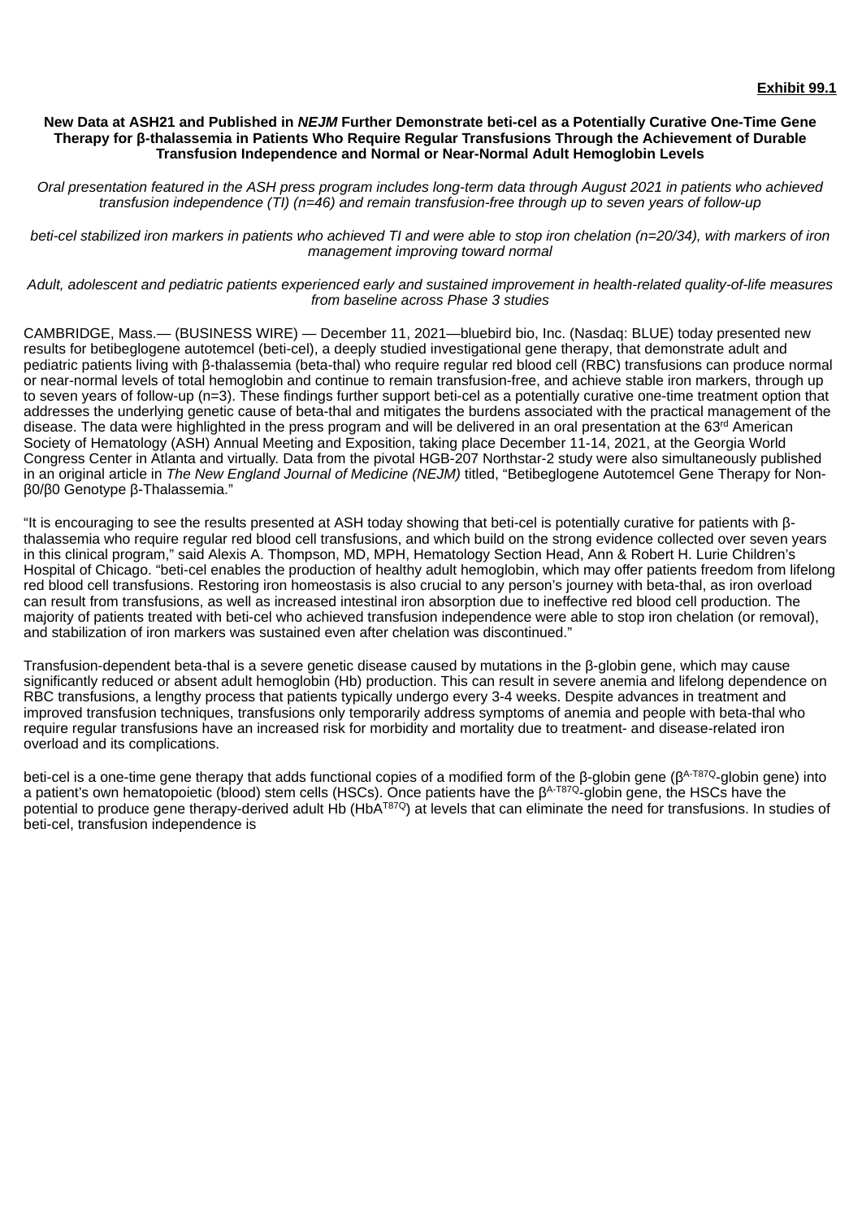**Exhibit 99.1**

**New Data at ASH21 and Published in *NEJM* Further Demonstrate beti-cel as a Potentially Curative One-Time Gene Therapy for β-thalassemia in Patients Who Require Regular Transfusions Through the Achievement of Durable Transfusion Independence and Normal or Near-Normal Adult Hemoglobin Levels**

*Oral presentation featured in the ASH press program includes long-term data through August 2021 in patients who achieved transfusion independence (TI) (n=46) and remain transfusion-free through up to seven years of follow-up*

*beti-cel stabilized iron markers in patients who achieved TI and were able to stop iron chelation (n=20/34), with markers of iron management improving toward normal*

*Adult, adolescent and pediatric patients experienced early and sustained improvement in health-related quality-of-life measures from baseline across Phase 3 studies*

CAMBRIDGE, Mass.— (BUSINESS WIRE) — December 11, 2021—bluebird bio, Inc. (Nasdaq: BLUE) today presented new results for betibeglogene autotemcel (beti-cel), a deeply studied investigational gene therapy, that demonstrate adult and pediatric patients living with β-thalassemia (beta-thal) who require regular red blood cell (RBC) transfusions can produce normal or near-normal levels of total hemoglobin and continue to remain transfusion-free, and achieve stable iron markers, through up to seven years of follow-up (n=3). These findings further support beti-cel as a potentially curative one-time treatment option that addresses the underlying genetic cause of beta-thal and mitigates the burdens associated with the practical management of the disease. The data were highlighted in the press program and will be delivered in an oral presentation at the 63rd American Society of Hematology (ASH) Annual Meeting and Exposition, taking place December 11-14, 2021, at the Georgia World Congress Center in Atlanta and virtually. Data from the pivotal HGB-207 Northstar-2 study were also simultaneously published in an original article in *The New England Journal of Medicine (NEJM)* titled, "Betibeglogene Autotemcel Gene Therapy for Non-β0/β0 Genotype β-Thalassemia."

"It is encouraging to see the results presented at ASH today showing that beti-cel is potentially curative for patients with β-thalassemia who require regular red blood cell transfusions, and which build on the strong evidence collected over seven years in this clinical program," said Alexis A. Thompson, MD, MPH, Hematology Section Head, Ann & Robert H. Lurie Children's Hospital of Chicago. "beti-cel enables the production of healthy adult hemoglobin, which may offer patients freedom from lifelong red blood cell transfusions. Restoring iron homeostasis is also crucial to any person's journey with beta-thal, as iron overload can result from transfusions, as well as increased intestinal iron absorption due to ineffective red blood cell production. The majority of patients treated with beti-cel who achieved transfusion independence were able to stop iron chelation (or removal), and stabilization of iron markers was sustained even after chelation was discontinued."

Transfusion-dependent beta-thal is a severe genetic disease caused by mutations in the β-globin gene, which may cause significantly reduced or absent adult hemoglobin (Hb) production. This can result in severe anemia and lifelong dependence on RBC transfusions, a lengthy process that patients typically undergo every 3-4 weeks. Despite advances in treatment and improved transfusion techniques, transfusions only temporarily address symptoms of anemia and people with beta-thal who require regular transfusions have an increased risk for morbidity and mortality due to treatment- and disease-related iron overload and its complications.

beti-cel is a one-time gene therapy that adds functional copies of a modified form of the β-globin gene ($\beta^{A\text{-}T87Q}$-globin gene) into a patient's own hematopoietic (blood) stem cells (HSCs). Once patients have the $\beta^{A\text{-}T87Q}$-globin gene, the HSCs have the potential to produce gene therapy-derived adult Hb ($HbA^{T87Q}$) at levels that can eliminate the need for transfusions. In studies of beti-cel, transfusion independence is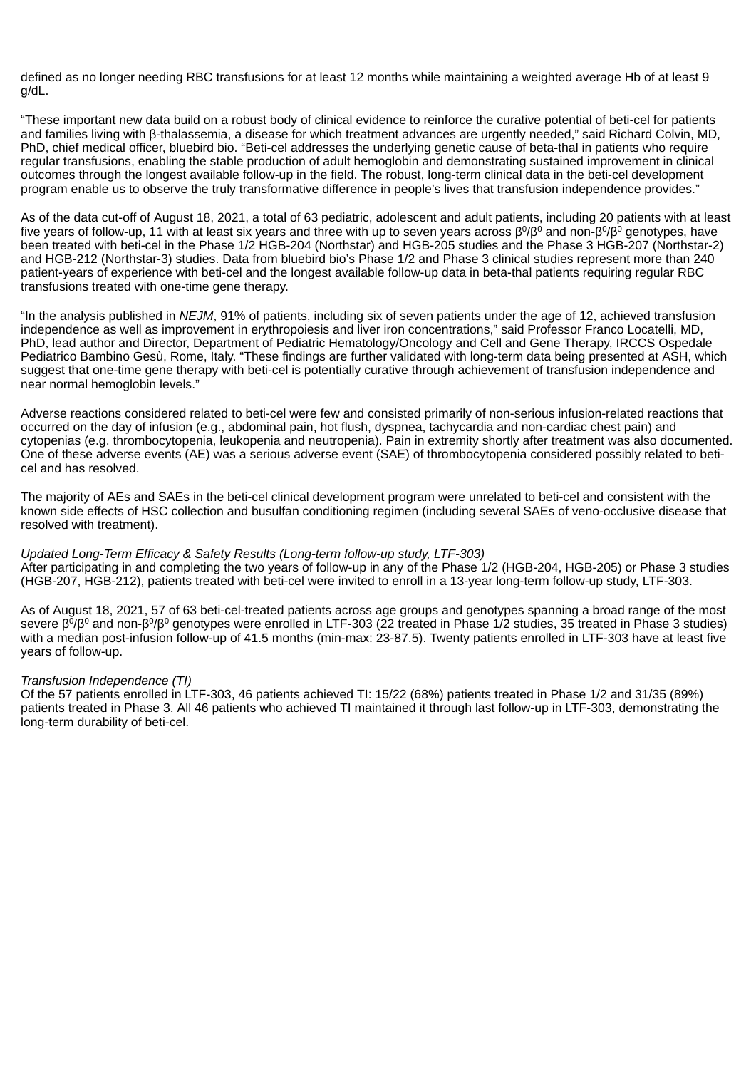defined as no longer needing RBC transfusions for at least 12 months while maintaining a weighted average Hb of at least 9 g/dL.

“These important new data build on a robust body of clinical evidence to reinforce the curative potential of beti-cel for patients and families living with β-thalassemia, a disease for which treatment advances are urgently needed,” said Richard Colvin, MD, PhD, chief medical officer, bluebird bio. “Beti-cel addresses the underlying genetic cause of beta-thal in patients who require regular transfusions, enabling the stable production of adult hemoglobin and demonstrating sustained improvement in clinical outcomes through the longest available follow-up in the field. The robust, long-term clinical data in the beti-cel development program enable us to observe the truly transformative difference in people’s lives that transfusion independence provides.”

As of the data cut-off of August 18, 2021, a total of 63 pediatric, adolescent and adult patients, including 20 patients with at least five years of follow-up, 11 with at least six years and three with up to seven years across $\beta^0/\beta^0$ and non-$\beta^0/\beta^0$ genotypes, have been treated with beti-cel in the Phase 1/2 HGB-204 (Northstar) and HGB-205 studies and the Phase 3 HGB-207 (Northstar-2) and HGB-212 (Northstar-3) studies. Data from bluebird bio’s Phase 1/2 and Phase 3 clinical studies represent more than 240 patient-years of experience with beti-cel and the longest available follow-up data in beta-thal patients requiring regular RBC transfusions treated with one-time gene therapy.

“In the analysis published in *NEJM*, 91% of patients, including six of seven patients under the age of 12, achieved transfusion independence as well as improvement in erythropoiesis and liver iron concentrations,” said Professor Franco Locatelli, MD, PhD, lead author and Director, Department of Pediatric Hematology/Oncology and Cell and Gene Therapy, IRCCS Ospedale Pediatrico Bambino Gesù, Rome, Italy. “These findings are further validated with long-term data being presented at ASH, which suggest that one-time gene therapy with beti-cel is potentially curative through achievement of transfusion independence and near normal hemoglobin levels.”

Adverse reactions considered related to beti-cel were few and consisted primarily of non-serious infusion-related reactions that occurred on the day of infusion (e.g., abdominal pain, hot flush, dyspnea, tachycardia and non-cardiac chest pain) and cytopenias (e.g. thrombocytopenia, leukopenia and neutropenia). Pain in extremity shortly after treatment was also documented. One of these adverse events (AE) was a serious adverse event (SAE) of thrombocytopenia considered possibly related to beti-cel and has resolved.

The majority of AEs and SAEs in the beti-cel clinical development program were unrelated to beti-cel and consistent with the known side effects of HSC collection and busulfan conditioning regimen (including several SAEs of veno-occlusive disease that resolved with treatment).

*Updated Long-Term Efficacy & Safety Results (Long-term follow-up study, LTF-303)*
After participating in and completing the two years of follow-up in any of the Phase 1/2 (HGB-204, HGB-205) or Phase 3 studies (HGB-207, HGB-212), patients treated with beti-cel were invited to enroll in a 13-year long-term follow-up study, LTF-303.

As of August 18, 2021, 57 of 63 beti-cel-treated patients across age groups and genotypes spanning a broad range of the most severe $\beta^0/\beta^0$ and non-$\beta^0/\beta^0$ genotypes were enrolled in LTF-303 (22 treated in Phase 1/2 studies, 35 treated in Phase 3 studies) with a median post-infusion follow-up of 41.5 months (min-max: 23-87.5). Twenty patients enrolled in LTF-303 have at least five years of follow-up.

*Transfusion Independence (TI)*
Of the 57 patients enrolled in LTF-303, 46 patients achieved TI: 15/22 (68%) patients treated in Phase 1/2 and 31/35 (89%) patients treated in Phase 3. All 46 patients who achieved TI maintained it through last follow-up in LTF-303, demonstrating the long-term durability of beti-cel.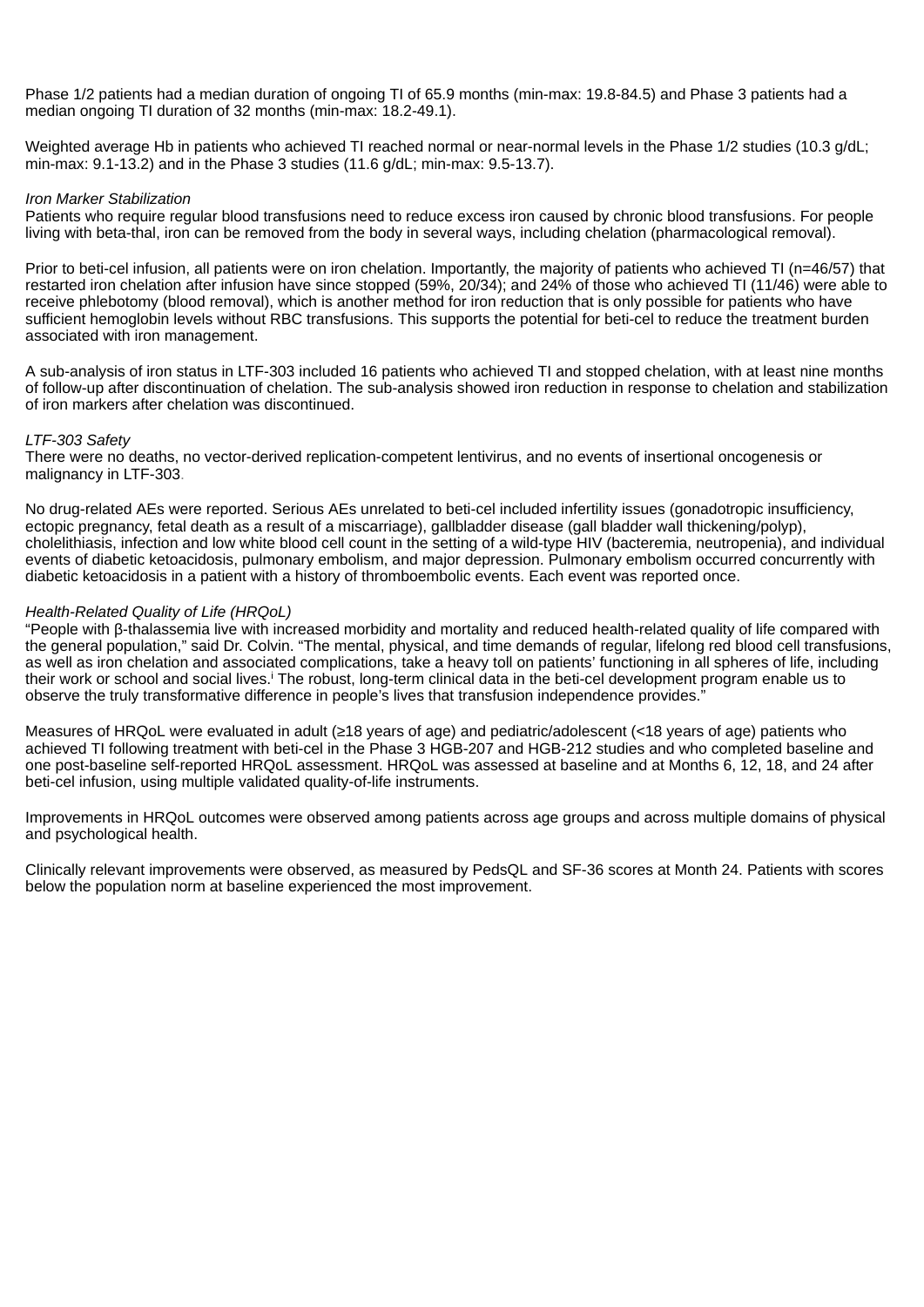Phase 1/2 patients had a median duration of ongoing TI of 65.9 months (min-max: 19.8-84.5) and Phase 3 patients had a median ongoing TI duration of 32 months (min-max: 18.2-49.1).

Weighted average Hb in patients who achieved TI reached normal or near-normal levels in the Phase 1/2 studies (10.3 g/dL; min-max: 9.1-13.2) and in the Phase 3 studies (11.6 g/dL; min-max: 9.5-13.7).

*Iron Marker Stabilization*

Patients who require regular blood transfusions need to reduce excess iron caused by chronic blood transfusions. For people living with beta-thal, iron can be removed from the body in several ways, including chelation (pharmacological removal).

Prior to beti-cel infusion, all patients were on iron chelation. Importantly, the majority of patients who achieved TI (n=46/57) that restarted iron chelation after infusion have since stopped (59%, 20/34); and 24% of those who achieved TI (11/46) were able to receive phlebotomy (blood removal), which is another method for iron reduction that is only possible for patients who have sufficient hemoglobin levels without RBC transfusions. This supports the potential for beti-cel to reduce the treatment burden associated with iron management.

A sub-analysis of iron status in LTF-303 included 16 patients who achieved TI and stopped chelation, with at least nine months of follow-up after discontinuation of chelation. The sub-analysis showed iron reduction in response to chelation and stabilization of iron markers after chelation was discontinued.

*LTF-303 Safety*

There were no deaths, no vector-derived replication-competent lentivirus, and no events of insertional oncogenesis or malignancy in LTF-303.

No drug-related AEs were reported. Serious AEs unrelated to beti-cel included infertility issues (gonadotropic insufficiency, ectopic pregnancy, fetal death as a result of a miscarriage), gallbladder disease (gall bladder wall thickening/polyp), cholelithiasis, infection and low white blood cell count in the setting of a wild-type HIV (bacteremia, neutropenia), and individual events of diabetic ketoacidosis, pulmonary embolism, and major depression. Pulmonary embolism occurred concurrently with diabetic ketoacidosis in a patient with a history of thromboembolic events. Each event was reported once.

*Health-Related Quality of Life (HRQoL)*

"People with β-thalassemia live with increased morbidity and mortality and reduced health-related quality of life compared with the general population," said Dr. Colvin. "The mental, physical, and time demands of regular, lifelong red blood cell transfusions, as well as iron chelation and associated complications, take a heavy toll on patients' functioning in all spheres of life, including their work or school and social lives.[i] The robust, long-term clinical data in the beti-cel development program enable us to observe the truly transformative difference in people's lives that transfusion independence provides."

Measures of HRQoL were evaluated in adult (≥18 years of age) and pediatric/adolescent (<18 years of age) patients who achieved TI following treatment with beti-cel in the Phase 3 HGB-207 and HGB-212 studies and who completed baseline and one post-baseline self-reported HRQoL assessment. HRQoL was assessed at baseline and at Months 6, 12, 18, and 24 after beti-cel infusion, using multiple validated quality-of-life instruments.

Improvements in HRQoL outcomes were observed among patients across age groups and across multiple domains of physical and psychological health.

Clinically relevant improvements were observed, as measured by PedsQL and SF-36 scores at Month 24. Patients with scores below the population norm at baseline experienced the most improvement.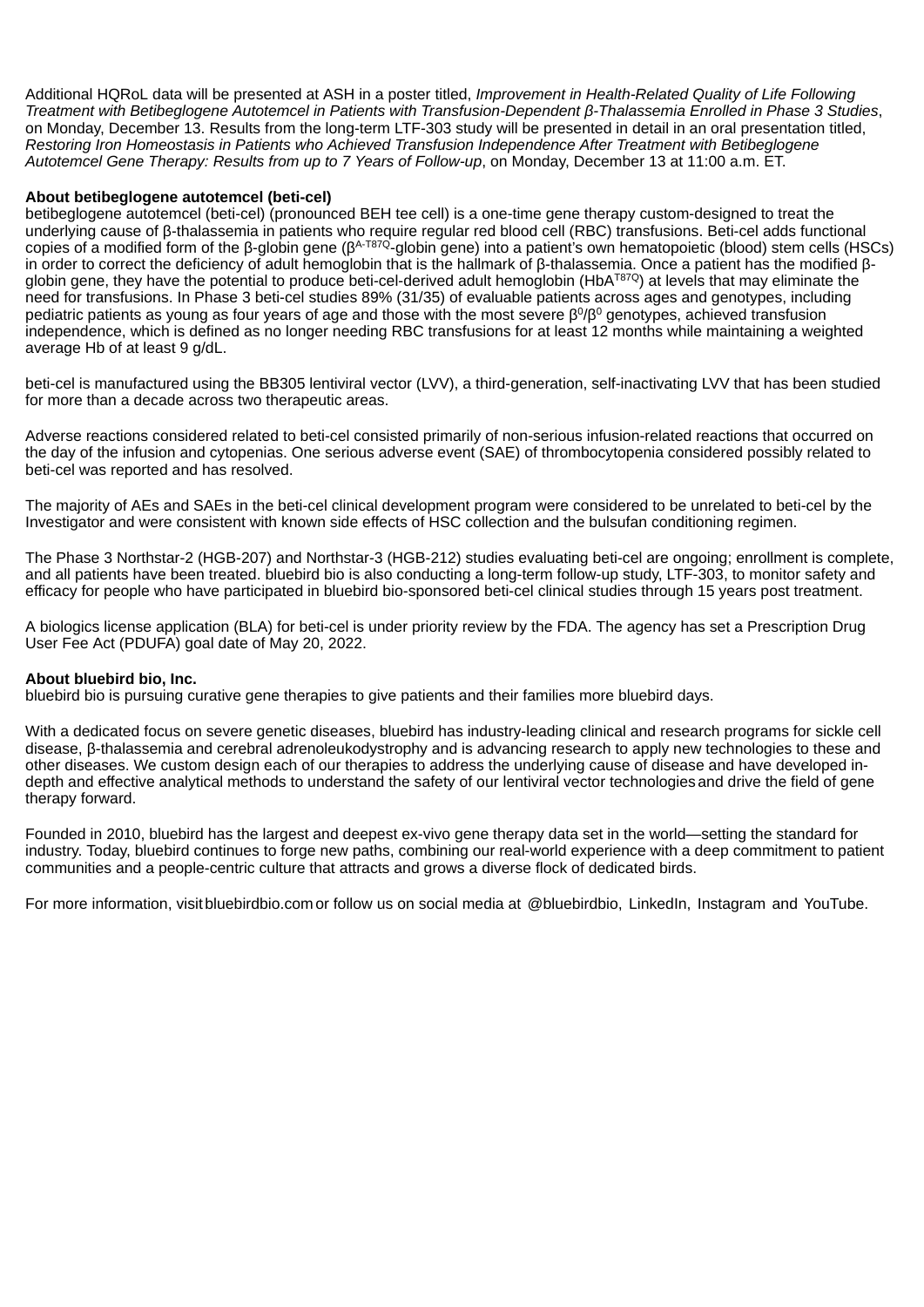Additional HQRoL data will be presented at ASH in a poster titled, *Improvement in Health-Related Quality of Life Following Treatment with Betibeglogene Autotemcel in Patients with Transfusion-Dependent β-Thalassemia Enrolled in Phase 3 Studies*, on Monday, December 13. Results from the long-term LTF-303 study will be presented in detail in an oral presentation titled, *Restoring Iron Homeostasis in Patients who Achieved Transfusion Independence After Treatment with Betibeglogene Autotemcel Gene Therapy: Results from up to 7 Years of Follow-up*, on Monday, December 13 at 11:00 a.m. ET.

**About betibeglogene autotemcel (beti-cel)**

betibeglogene autotemcel (beti-cel) (pronounced BEH tee cell) is a one-time gene therapy custom-designed to treat the underlying cause of β-thalassemia in patients who require regular red blood cell (RBC) transfusions. Beti-cel adds functional copies of a modified form of the β-globin gene ($\beta^{A\text{-}T87Q}$-globin gene) into a patient's own hematopoietic (blood) stem cells (HSCs) in order to correct the deficiency of adult hemoglobin that is the hallmark of β-thalassemia. Once a patient has the modified β-globin gene, they have the potential to produce beti-cel-derived adult hemoglobin ($HbA^{T87Q}$) at levels that may eliminate the need for transfusions. In Phase 3 beti-cel studies 89% (31/35) of evaluable patients across ages and genotypes, including pediatric patients as young as four years of age and those with the most severe $\beta^0/\beta^0$ genotypes, achieved transfusion independence, which is defined as no longer needing RBC transfusions for at least 12 months while maintaining a weighted average Hb of at least 9 g/dL.

beti-cel is manufactured using the BB305 lentiviral vector (LVV), a third-generation, self-inactivating LVV that has been studied for more than a decade across two therapeutic areas.

Adverse reactions considered related to beti-cel consisted primarily of non-serious infusion-related reactions that occurred on the day of the infusion and cytopenias. One serious adverse event (SAE) of thrombocytopenia considered possibly related to beti-cel was reported and has resolved.

The majority of AEs and SAEs in the beti-cel clinical development program were considered to be unrelated to beti-cel by the Investigator and were consistent with known side effects of HSC collection and the bulsufan conditioning regimen.

The Phase 3 Northstar-2 (HGB-207) and Northstar-3 (HGB-212) studies evaluating beti-cel are ongoing; enrollment is complete, and all patients have been treated. bluebird bio is also conducting a long-term follow-up study, LTF-303, to monitor safety and efficacy for people who have participated in bluebird bio-sponsored beti-cel clinical studies through 15 years post treatment.

A biologics license application (BLA) for beti-cel is under priority review by the FDA. The agency has set a Prescription Drug User Fee Act (PDUFA) goal date of May 20, 2022.

**About bluebird bio, Inc.**

bluebird bio is pursuing curative gene therapies to give patients and their families more bluebird days.

With a dedicated focus on severe genetic diseases, bluebird has industry-leading clinical and research programs for sickle cell disease, β-thalassemia and cerebral adrenoleukodystrophy and is advancing research to apply new technologies to these and other diseases. We custom design each of our therapies to address the underlying cause of disease and have developed in-depth and effective analytical methods to understand the safety of our lentiviral vector technologies and drive the field of gene therapy forward.

Founded in 2010, bluebird has the largest and deepest ex-vivo gene therapy data set in the world—setting the standard for industry. Today, bluebird continues to forge new paths, combining our real-world experience with a deep commitment to patient communities and a people-centric culture that attracts and grows a diverse flock of dedicated birds.

For more information, visit bluebirdbio.com or follow us on social media at @bluebirdbio, LinkedIn, Instagram and YouTube.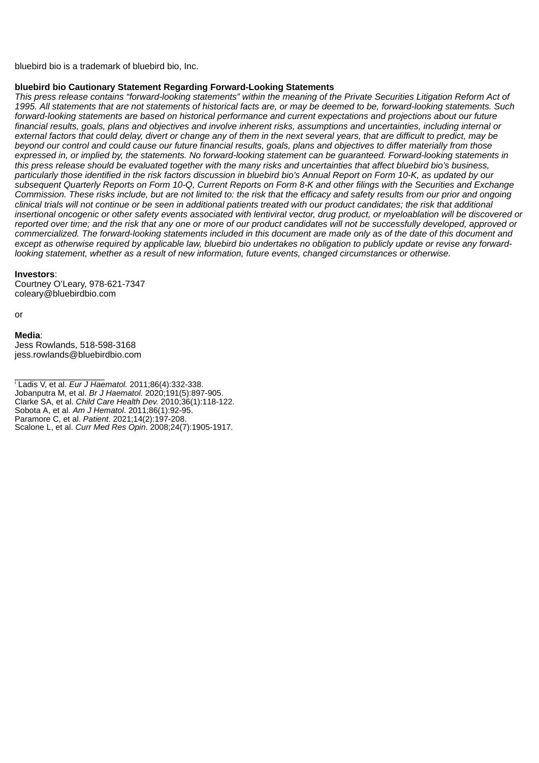bluebird bio is a trademark of bluebird bio, Inc.

**bluebird bio Cautionary Statement Regarding Forward-Looking Statements**

*This press release contains "forward-looking statements" within the meaning of the Private Securities Litigation Reform Act of 1995. All statements that are not statements of historical facts are, or may be deemed to be, forward-looking statements. Such forward-looking statements are based on historical performance and current expectations and projections about our future financial results, goals, plans and objectives and involve inherent risks, assumptions and uncertainties, including internal or external factors that could delay, divert or change any of them in the next several years, that are difficult to predict, may be beyond our control and could cause our future financial results, goals, plans and objectives to differ materially from those expressed in, or implied by, the statements. No forward-looking statement can be guaranteed. Forward-looking statements in this press release should be evaluated together with the many risks and uncertainties that affect bluebird bio's business, particularly those identified in the risk factors discussion in bluebird bio's Annual Report on Form 10-K, as updated by our subsequent Quarterly Reports on Form 10-Q, Current Reports on Form 8-K and other filings with the Securities and Exchange Commission. These risks include, but are not limited to: the risk that the efficacy and safety results from our prior and ongoing clinical trials will not continue or be seen in additional patients treated with our product candidates; the risk that additional insertional oncogenic or other safety events associated with lentiviral vector, drug product, or myeloablation will be discovered or reported over time; and the risk that any one or more of our product candidates will not be successfully developed, approved or commercialized. The forward-looking statements included in this document are made only as of the date of this document and except as otherwise required by applicable law, bluebird bio undertakes no obligation to publicly update or revise any forward-looking statement, whether as a result of new information, future events, changed circumstances or otherwise.*

**Investors**:
Courtney O'Leary, 978-621-7347
coleary@bluebirdbio.com

or

**Media**:
Jess Rowlands, 518-598-3168
jess.rowlands@bluebirdbio.com

---

[i] Ladis V, et al. *Eur J Haematol.* 2011;86(4):332-338.
Jobanputra M, et al. *Br J Haematol.* 2020;191(5):897-905.
Clarke SA, et al. *Child Care Health Dev.* 2010;36(1):118-122.
Sobota A, et al. *Am J Hematol*. 2011;86(1):92-95.
Paramore C, et al. *Patient*. 2021;14(2):197-208.
Scalone L, et al. *Curr Med Res Opin*. 2008;24(7):1905-1917.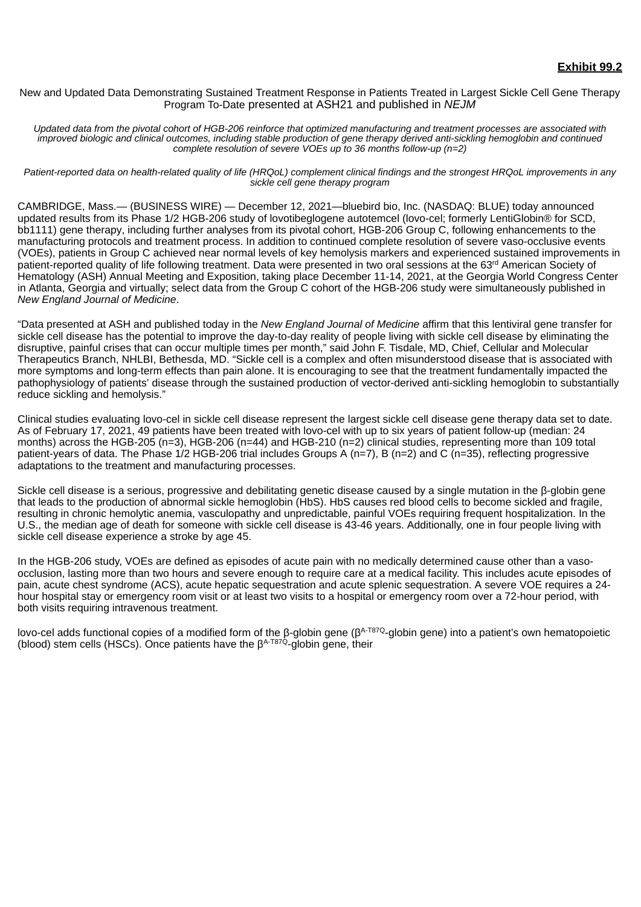**Exhibit 99.2**

New and Updated Data Demonstrating Sustained Treatment Response in Patients Treated in Largest Sickle Cell Gene Therapy Program To-Date presented at ASH21 and published in *NEJM*

*Updated data from the pivotal cohort of HGB-206 reinforce that optimized manufacturing and treatment processes are associated with improved biologic and clinical outcomes, including stable production of gene therapy derived anti-sickling hemoglobin and continued complete resolution of severe VOEs up to 36 months follow-up (n=2)*

*Patient-reported data on health-related quality of life (HRQoL) complement clinical findings and the strongest HRQoL improvements in any sickle cell gene therapy program*

CAMBRIDGE, Mass.— (BUSINESS WIRE) — December 12, 2021—bluebird bio, Inc. (NASDAQ: BLUE) today announced updated results from its Phase 1/2 HGB-206 study of lovotibeglogene autotemcel (lovo-cel; formerly LentiGlobin® for SCD, bb1111) gene therapy, including further analyses from its pivotal cohort, HGB-206 Group C, following enhancements to the manufacturing protocols and treatment process. In addition to continued complete resolution of severe vaso-occlusive events (VOEs), patients in Group C achieved near normal levels of key hemolysis markers and experienced sustained improvements in patient-reported quality of life following treatment. Data were presented in two oral sessions at the 63rd American Society of Hematology (ASH) Annual Meeting and Exposition, taking place December 11-14, 2021, at the Georgia World Congress Center in Atlanta, Georgia and virtually; select data from the Group C cohort of the HGB-206 study were simultaneously published in *New England Journal of Medicine*.

"Data presented at ASH and published today in the *New England Journal of Medicine* affirm that this lentiviral gene transfer for sickle cell disease has the potential to improve the day-to-day reality of people living with sickle cell disease by eliminating the disruptive, painful crises that can occur multiple times per month," said John F. Tisdale, MD, Chief, Cellular and Molecular Therapeutics Branch, NHLBI, Bethesda, MD. "Sickle cell is a complex and often misunderstood disease that is associated with more symptoms and long-term effects than pain alone. It is encouraging to see that the treatment fundamentally impacted the pathophysiology of patients' disease through the sustained production of vector-derived anti-sickling hemoglobin to substantially reduce sickling and hemolysis."

Clinical studies evaluating lovo-cel in sickle cell disease represent the largest sickle cell disease gene therapy data set to date. As of February 17, 2021, 49 patients have been treated with lovo-cel with up to six years of patient follow-up (median: 24 months) across the HGB-205 (n=3), HGB-206 (n=44) and HGB-210 (n=2) clinical studies, representing more than 109 total patient-years of data. The Phase 1/2 HGB-206 trial includes Groups A (n=7), B (n=2) and C (n=35), reflecting progressive adaptations to the treatment and manufacturing processes.

Sickle cell disease is a serious, progressive and debilitating genetic disease caused by a single mutation in the β-globin gene that leads to the production of abnormal sickle hemoglobin (HbS). HbS causes red blood cells to become sickled and fragile, resulting in chronic hemolytic anemia, vasculopathy and unpredictable, painful VOEs requiring frequent hospitalization. In the U.S., the median age of death for someone with sickle cell disease is 43-46 years. Additionally, one in four people living with sickle cell disease experience a stroke by age 45.

In the HGB-206 study, VOEs are defined as episodes of acute pain with no medically determined cause other than a vaso-occlusion, lasting more than two hours and severe enough to require care at a medical facility. This includes acute episodes of pain, acute chest syndrome (ACS), acute hepatic sequestration and acute splenic sequestration. A severe VOE requires a 24-hour hospital stay or emergency room visit or at least two visits to a hospital or emergency room over a 72-hour period, with both visits requiring intravenous treatment.

lovo-cel adds functional copies of a modified form of the β-globin gene ($\beta^{A\text{-}T87Q}$-globin gene) into a patient's own hematopoietic (blood) stem cells (HSCs). Once patients have the $\beta^{A\text{-}T87Q}$-globin gene, their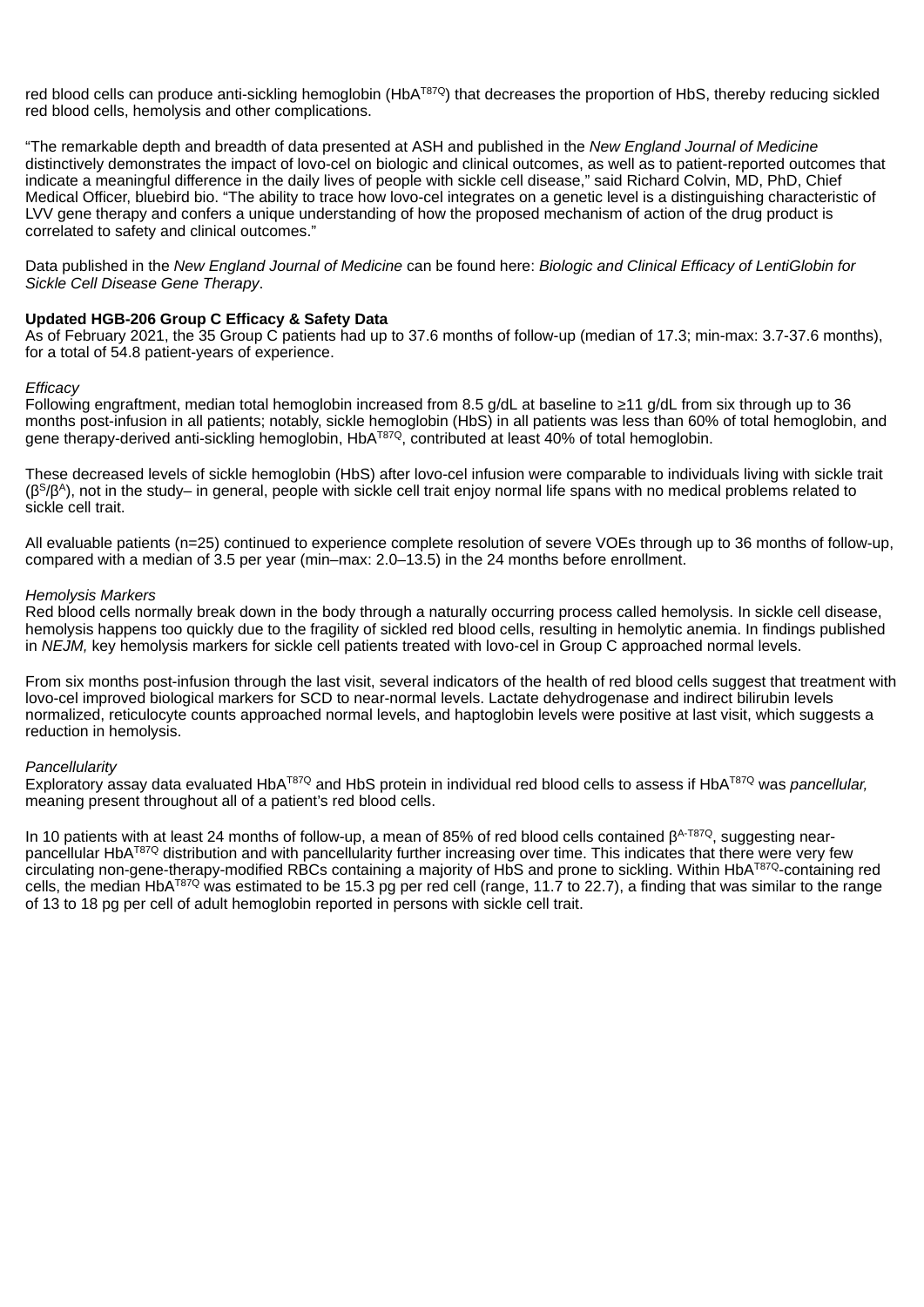red blood cells can produce anti-sickling hemoglobin ($HbA^{T87Q}$) that decreases the proportion of HbS, thereby reducing sickled red blood cells, hemolysis and other complications.

"The remarkable depth and breadth of data presented at ASH and published in the *New England Journal of Medicine* distinctively demonstrates the impact of lovo-cel on biologic and clinical outcomes, as well as to patient-reported outcomes that indicate a meaningful difference in the daily lives of people with sickle cell disease," said Richard Colvin, MD, PhD, Chief Medical Officer, bluebird bio. "The ability to trace how lovo-cel integrates on a genetic level is a distinguishing characteristic of LVV gene therapy and confers a unique understanding of how the proposed mechanism of action of the drug product is correlated to safety and clinical outcomes."

Data published in the *New England Journal of Medicine* can be found here: *Biologic and Clinical Efficacy of LentiGlobin for Sickle Cell Disease Gene Therapy*.

**Updated HGB-206 Group C Efficacy & Safety Data**
As of February 2021, the 35 Group C patients had up to 37.6 months of follow-up (median of 17.3; min-max: 3.7-37.6 months), for a total of 54.8 patient-years of experience.

*Efficacy*
Following engraftment, median total hemoglobin increased from 8.5 g/dL at baseline to ≥11 g/dL from six through up to 36 months post-infusion in all patients; notably, sickle hemoglobin (HbS) in all patients was less than 60% of total hemoglobin, and gene therapy-derived anti-sickling hemoglobin, $HbA^{T87Q}$, contributed at least 40% of total hemoglobin.

These decreased levels of sickle hemoglobin (HbS) after lovo-cel infusion were comparable to individuals living with sickle trait ($\beta^S/\beta^A$), not in the study– in general, people with sickle cell trait enjoy normal life spans with no medical problems related to sickle cell trait.

All evaluable patients (n=25) continued to experience complete resolution of severe VOEs through up to 36 months of follow-up, compared with a median of 3.5 per year (min–max: 2.0–13.5) in the 24 months before enrollment.

*Hemolysis Markers*
Red blood cells normally break down in the body through a naturally occurring process called hemolysis. In sickle cell disease, hemolysis happens too quickly due to the fragility of sickled red blood cells, resulting in hemolytic anemia. In findings published in *NEJM,* key hemolysis markers for sickle cell patients treated with lovo-cel in Group C approached normal levels.

From six months post-infusion through the last visit, several indicators of the health of red blood cells suggest that treatment with lovo-cel improved biological markers for SCD to near-normal levels. Lactate dehydrogenase and indirect bilirubin levels normalized, reticulocyte counts approached normal levels, and haptoglobin levels were positive at last visit, which suggests a reduction in hemolysis.

*Pancellularity*
Exploratory assay data evaluated $HbA^{T87Q}$ and HbS protein in individual red blood cells to assess if $HbA^{T87Q}$ was *pancellular,* meaning present throughout all of a patient's red blood cells.

In 10 patients with at least 24 months of follow-up, a mean of 85% of red blood cells contained $\beta^{A\text{-}T87Q}$, suggesting near-pancellular $HbA^{T87Q}$ distribution and with pancellularity further increasing over time. This indicates that there were very few circulating non-gene-therapy-modified RBCs containing a majority of HbS and prone to sickling. Within $HbA^{T87Q}$-containing red cells, the median $HbA^{T87Q}$ was estimated to be 15.3 pg per red cell (range, 11.7 to 22.7), a finding that was similar to the range of 13 to 18 pg per cell of adult hemoglobin reported in persons with sickle cell trait.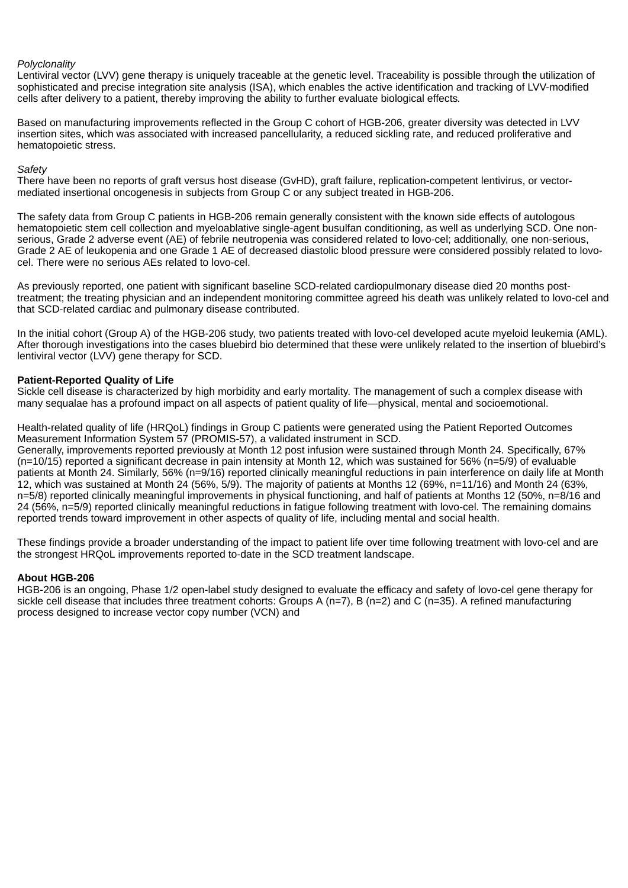*Polyclonality*
Lentiviral vector (LVV) gene therapy is uniquely traceable at the genetic level. Traceability is possible through the utilization of sophisticated and precise integration site analysis (ISA), which enables the active identification and tracking of LVV-modified cells after delivery to a patient, thereby improving the ability to further evaluate biological effects.

Based on manufacturing improvements reflected in the Group C cohort of HGB-206, greater diversity was detected in LVV insertion sites, which was associated with increased pancellularity, a reduced sickling rate, and reduced proliferative and hematopoietic stress.

*Safety*
There have been no reports of graft versus host disease (GvHD), graft failure, replication-competent lentivirus, or vector-mediated insertional oncogenesis in subjects from Group C or any subject treated in HGB-206.

The safety data from Group C patients in HGB-206 remain generally consistent with the known side effects of autologous hematopoietic stem cell collection and myeloablative single-agent busulfan conditioning, as well as underlying SCD. One non-serious, Grade 2 adverse event (AE) of febrile neutropenia was considered related to lovo-cel; additionally, one non-serious, Grade 2 AE of leukopenia and one Grade 1 AE of decreased diastolic blood pressure were considered possibly related to lovo-cel. There were no serious AEs related to lovo-cel.

As previously reported, one patient with significant baseline SCD-related cardiopulmonary disease died 20 months post-treatment; the treating physician and an independent monitoring committee agreed his death was unlikely related to lovo-cel and that SCD-related cardiac and pulmonary disease contributed.

In the initial cohort (Group A) of the HGB-206 study, two patients treated with lovo-cel developed acute myeloid leukemia (AML). After thorough investigations into the cases bluebird bio determined that these were unlikely related to the insertion of bluebird's lentiviral vector (LVV) gene therapy for SCD.

**Patient-Reported Quality of Life**
Sickle cell disease is characterized by high morbidity and early mortality. The management of such a complex disease with many sequalae has a profound impact on all aspects of patient quality of life—physical, mental and socioemotional.

Health-related quality of life (HRQoL) findings in Group C patients were generated using the Patient Reported Outcomes Measurement Information System 57 (PROMIS-57), a validated instrument in SCD.
Generally, improvements reported previously at Month 12 post infusion were sustained through Month 24. Specifically, 67% (n=10/15) reported a significant decrease in pain intensity at Month 12, which was sustained for 56% (n=5/9) of evaluable patients at Month 24. Similarly, 56% (n=9/16) reported clinically meaningful reductions in pain interference on daily life at Month 12, which was sustained at Month 24 (56%, 5/9). The majority of patients at Months 12 (69%, n=11/16) and Month 24 (63%, n=5/8) reported clinically meaningful improvements in physical functioning, and half of patients at Months 12 (50%, n=8/16 and 24 (56%, n=5/9) reported clinically meaningful reductions in fatigue following treatment with lovo-cel. The remaining domains reported trends toward improvement in other aspects of quality of life, including mental and social health.

These findings provide a broader understanding of the impact to patient life over time following treatment with lovo-cel and are the strongest HRQoL improvements reported to-date in the SCD treatment landscape.

**About HGB-206**
HGB-206 is an ongoing, Phase 1/2 open-label study designed to evaluate the efficacy and safety of lovo-cel gene therapy for sickle cell disease that includes three treatment cohorts: Groups A (n=7), B (n=2) and C (n=35). A refined manufacturing process designed to increase vector copy number (VCN) and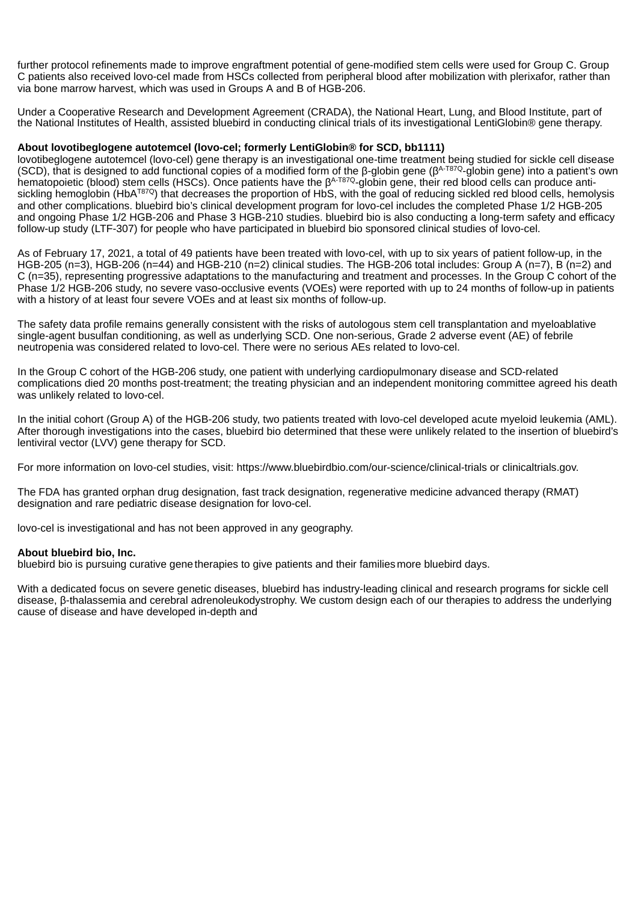further protocol refinements made to improve engraftment potential of gene-modified stem cells were used for Group C. Group C patients also received lovo-cel made from HSCs collected from peripheral blood after mobilization with plerixafor, rather than via bone marrow harvest, which was used in Groups A and B of HGB-206.

Under a Cooperative Research and Development Agreement (CRADA), the National Heart, Lung, and Blood Institute, part of the National Institutes of Health, assisted bluebird in conducting clinical trials of its investigational LentiGlobin® gene therapy.

**About lovotibeglogene autotemcel (lovo-cel; formerly LentiGlobin® for SCD, bb1111)**
lovotibeglogene autotemcel (lovo-cel) gene therapy is an investigational one-time treatment being studied for sickle cell disease (SCD), that is designed to add functional copies of a modified form of the β-globin gene ($\beta^{A\text{-}T87Q}$-globin gene) into a patient's own hematopoietic (blood) stem cells (HSCs). Once patients have the $\beta^{A\text{-}T87Q}$-globin gene, their red blood cells can produce anti-sickling hemoglobin ($HbA^{T87Q}$) that decreases the proportion of HbS, with the goal of reducing sickled red blood cells, hemolysis and other complications. bluebird bio's clinical development program for lovo-cel includes the completed Phase 1/2 HGB-205 and ongoing Phase 1/2 HGB-206 and Phase 3 HGB-210 studies. bluebird bio is also conducting a long-term safety and efficacy follow-up study (LTF-307) for people who have participated in bluebird bio sponsored clinical studies of lovo-cel.

As of February 17, 2021, a total of 49 patients have been treated with lovo-cel, with up to six years of patient follow-up, in the HGB-205 (n=3), HGB-206 (n=44) and HGB-210 (n=2) clinical studies. The HGB-206 total includes: Group A (n=7), B (n=2) and C (n=35), representing progressive adaptations to the manufacturing and treatment and processes. In the Group C cohort of the Phase 1/2 HGB-206 study, no severe vaso-occlusive events (VOEs) were reported with up to 24 months of follow-up in patients with a history of at least four severe VOEs and at least six months of follow-up.

The safety data profile remains generally consistent with the risks of autologous stem cell transplantation and myeloablative single-agent busulfan conditioning, as well as underlying SCD. One non-serious, Grade 2 adverse event (AE) of febrile neutropenia was considered related to lovo-cel. There were no serious AEs related to lovo-cel.

In the Group C cohort of the HGB-206 study, one patient with underlying cardiopulmonary disease and SCD-related complications died 20 months post-treatment; the treating physician and an independent monitoring committee agreed his death was unlikely related to lovo-cel.

In the initial cohort (Group A) of the HGB-206 study, two patients treated with lovo-cel developed acute myeloid leukemia (AML). After thorough investigations into the cases, bluebird bio determined that these were unlikely related to the insertion of bluebird's lentiviral vector (LVV) gene therapy for SCD.

For more information on lovo-cel studies, visit: https://www.bluebirdbio.com/our-science/clinical-trials or clinicaltrials.gov.

The FDA has granted orphan drug designation, fast track designation, regenerative medicine advanced therapy (RMAT) designation and rare pediatric disease designation for lovo-cel.

lovo-cel is investigational and has not been approved in any geography.

**About bluebird bio, Inc.**
bluebird bio is pursuing curative gene therapies to give patients and their families more bluebird days.

With a dedicated focus on severe genetic diseases, bluebird has industry-leading clinical and research programs for sickle cell disease, β-thalassemia and cerebral adrenoleukodystrophy. We custom design each of our therapies to address the underlying cause of disease and have developed in-depth and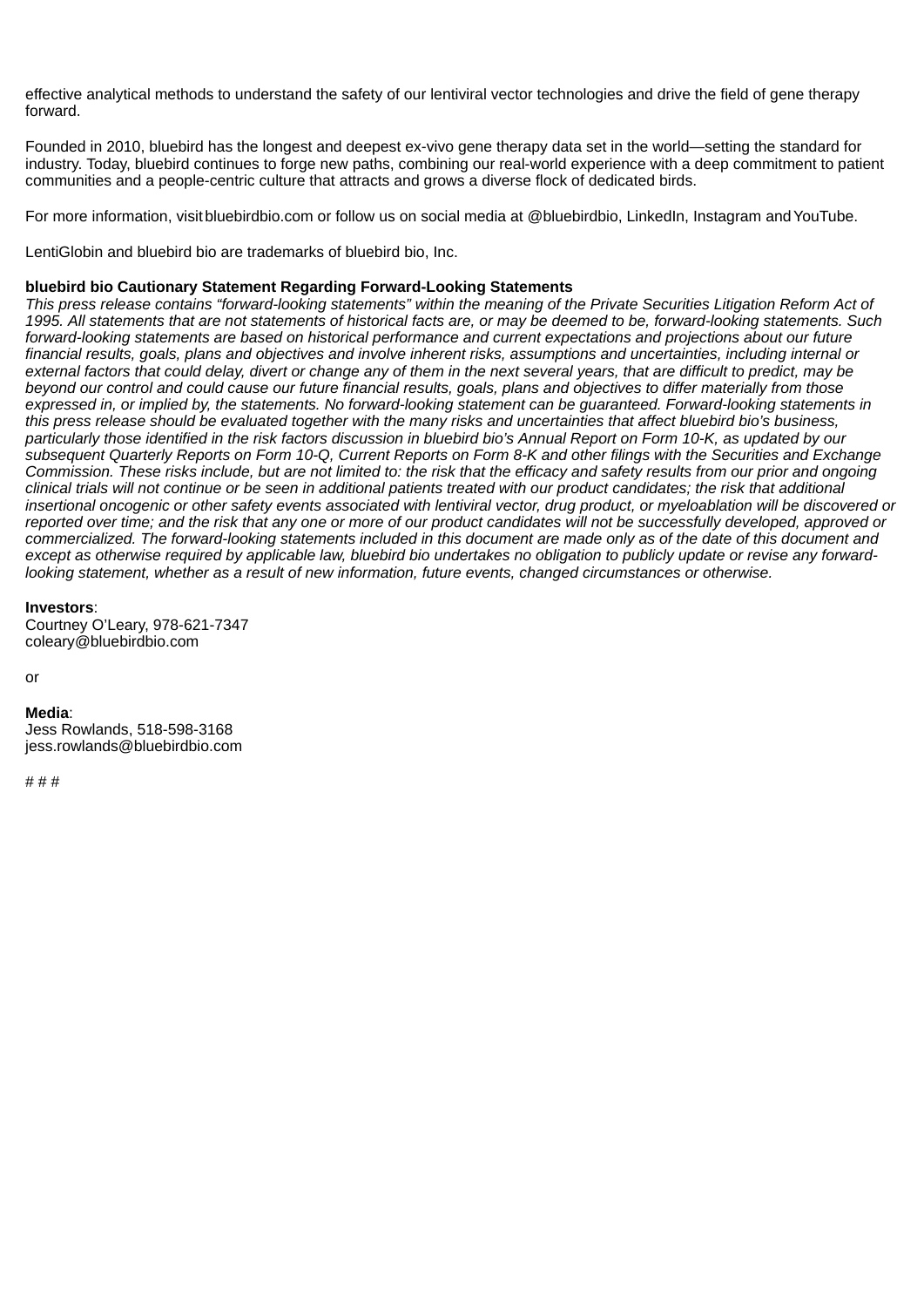effective analytical methods to understand the safety of our lentiviral vector technologies and drive the field of gene therapy forward.

Founded in 2010, bluebird has the longest and deepest ex-vivo gene therapy data set in the world—setting the standard for industry. Today, bluebird continues to forge new paths, combining our real-world experience with a deep commitment to patient communities and a people-centric culture that attracts and grows a diverse flock of dedicated birds.

For more information, visit bluebirdbio.com or follow us on social media at @bluebirdbio, LinkedIn, Instagram and YouTube.

LentiGlobin and bluebird bio are trademarks of bluebird bio, Inc.

**bluebird bio Cautionary Statement Regarding Forward-Looking Statements**
*This press release contains "forward-looking statements" within the meaning of the Private Securities Litigation Reform Act of 1995. All statements that are not statements of historical facts are, or may be deemed to be, forward-looking statements. Such forward-looking statements are based on historical performance and current expectations and projections about our future financial results, goals, plans and objectives and involve inherent risks, assumptions and uncertainties, including internal or external factors that could delay, divert or change any of them in the next several years, that are difficult to predict, may be beyond our control and could cause our future financial results, goals, plans and objectives to differ materially from those expressed in, or implied by, the statements. No forward-looking statement can be guaranteed. Forward-looking statements in this press release should be evaluated together with the many risks and uncertainties that affect bluebird bio's business, particularly those identified in the risk factors discussion in bluebird bio's Annual Report on Form 10-K, as updated by our subsequent Quarterly Reports on Form 10-Q, Current Reports on Form 8-K and other filings with the Securities and Exchange Commission. These risks include, but are not limited to: the risk that the efficacy and safety results from our prior and ongoing clinical trials will not continue or be seen in additional patients treated with our product candidates; the risk that additional insertional oncogenic or other safety events associated with lentiviral vector, drug product, or myeloablation will be discovered or reported over time; and the risk that any one or more of our product candidates will not be successfully developed, approved or commercialized. The forward-looking statements included in this document are made only as of the date of this document and except as otherwise required by applicable law, bluebird bio undertakes no obligation to publicly update or revise any forward-looking statement, whether as a result of new information, future events, changed circumstances or otherwise.*

**Investors**:
Courtney O'Leary, 978-621-7347
coleary@bluebirdbio.com

or

**Media**:
Jess Rowlands, 518-598-3168
jess.rowlands@bluebirdbio.com

# # #